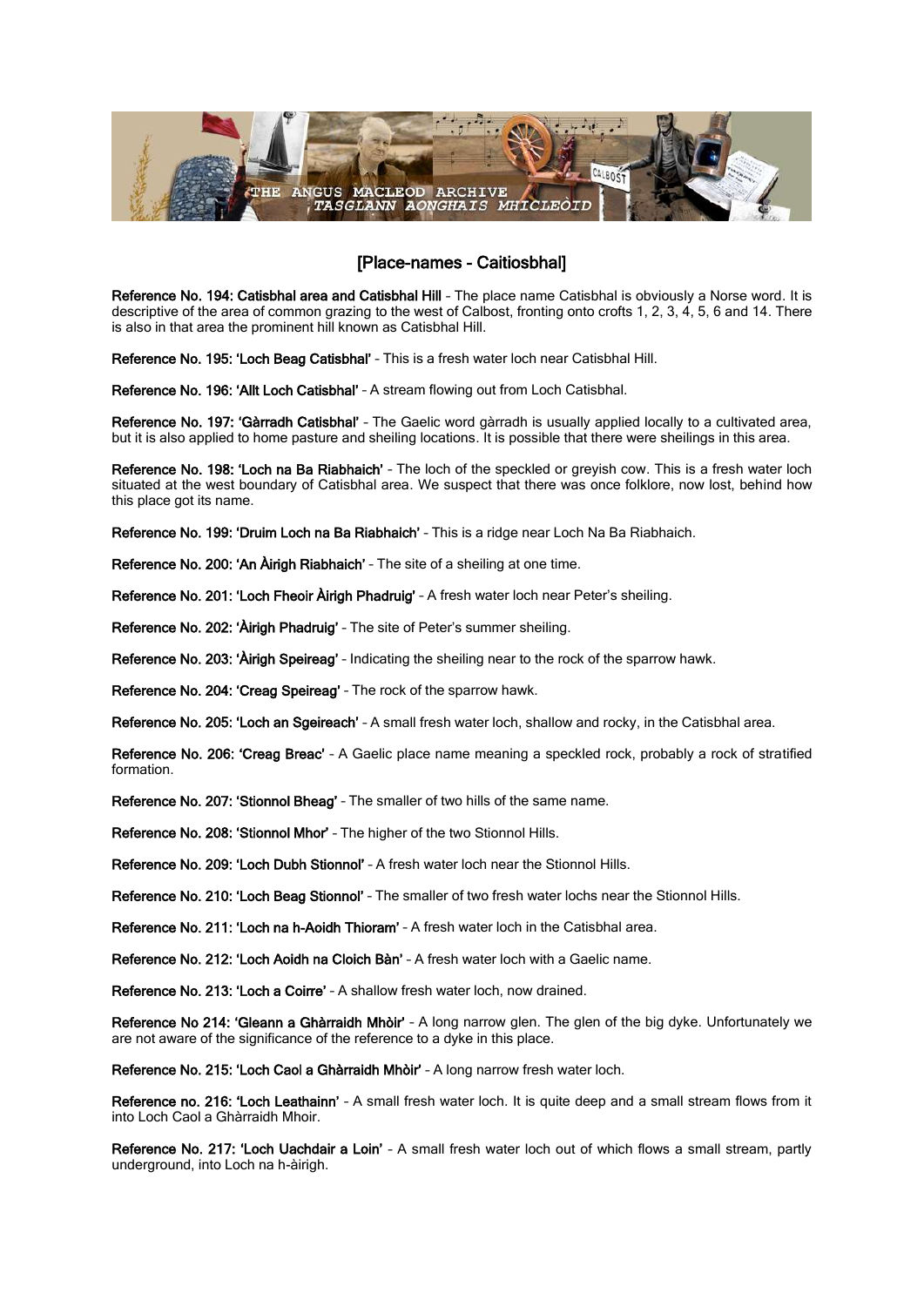## [Place-names - Caitiosbhal]

**Reference No. 194: Catisbhal area and Catisbhal Hill** – The place name Catisbhal is obviously a Norse word. It is descriptive of the area of common grazing to the west of Calbost, fronting onto crofts 1, 2, 3, 4, 5, 6 and 14. There is also in that area the prominent hill known as Catisbhal Hill.

**Reference No. 195: 'Loch Beag Catisbhal'** – This is a fresh water loch near Catisbhal Hill.

**Reference No. 196: 'Allt Loch Catisbhal'** – A stream flowing out from Loch Catisbhal.

**Reference No. 197: 'Gàrradh Catisbhal'** – The Gaelic word gàrradh is usually applied locally to a cultivated area, but it is also applied to home pasture and sheiling locations. It is possible that there were sheilings in this area.

**Reference No. 198: 'Loch na Ba Riabhaich'** – The loch of the speckled or greyish cow. This is a fresh water loch situated at the west boundary of Catisbhal area. We suspect that there was once folklore, now lost, behind how this place got its name.

**Reference No. 199: 'Druim Loch na Ba Riabhaich'** – This is a ridge near Loch Na Ba Riabhaich.

**Reference No. 200: 'An Àirigh Riabhaich'** – The site of a sheiling at one time.

**Reference No. 201: 'Loch Fheoir Àirigh Phadruig'** – A fresh water loch near Peter's sheiling.

**Reference No. 202: 'Àirigh Phadruig'** – The site of Peter's summer sheiling.

**Reference No. 203: 'Àirigh Speireag'** – Indicating the sheiling near to the rock of the sparrow hawk.

**Reference No. 204: 'Creag Speireag'** – The rock of the sparrow hawk.

**Reference No. 205: 'Loch an Sgeireach'** – A small fresh water loch, shallow and rocky, in the Catisbhal area.

**Reference No. 206: 'Creag Breac'** – A Gaelic place name meaning a speckled rock, probably a rock of stratified formation.

**Reference No. 207: 'Stionnol Bheag'** – The smaller of two hills of the same name.

**Reference No. 208: 'Stionnol Mhor'** – The higher of the two Stionnol Hills.

**Reference No. 209: 'Loch Dubh Stionnol'** – A fresh water loch near the Stionnol Hills.

**Reference No. 210: 'Loch Beag Stionnol'** – The smaller of two fresh water lochs near the Stionnol Hills.

**Reference No. 211: 'Loch na h-Aoidh Thioram'** – A fresh water loch in the Catisbhal area.

**Reference No. 212: 'Loch Aoidh na Cloich Bàn'** – A fresh water loch with a Gaelic name.

**Reference No. 213: 'Loch a Coirre'** – A shallow fresh water loch, now drained.

**Reference No 214: 'Gleann a Ghàrraidh Mhòir'** – A long narrow glen. The glen of the big dyke. Unfortunately we are not aware of the significance of the reference to a dyke in this place.

**Reference No. 215: 'Loch Caol a Ghàrraidh Mhòir'** – A long narrow fresh water loch.

**Reference no. 216: 'Loch Leathainn'** – A small fresh water loch. It is quite deep and a small stream flows from it into Loch Caol a Ghàrraidh Mhoir.

**Reference No. 217: 'Loch Uachdair a Loin'** – A small fresh water loch out of which flows a small stream, partly underground, into Loch na h-àirigh.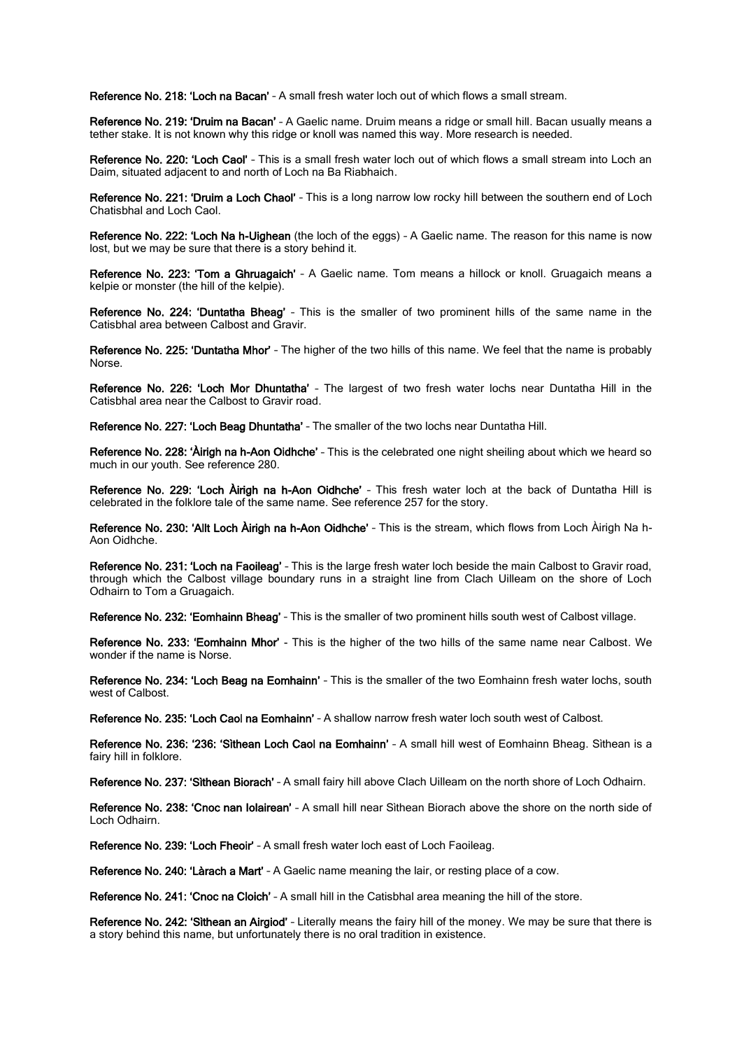**Reference No. 218: 'Loch na Bacan'** – A small fresh water loch out of which flows a small stream.

**Reference No. 219: 'Druim na Bacan'** – A Gaelic name. Druim means a ridge or small hill. Bacan usually means a tether stake. It is not known why this ridge or knoll was named this way. More research is needed.

**Reference No. 220: 'Loch Caol'** – This is a small fresh water loch out of which flows a small stream into Loch an Daim, situated adjacent to and north of Loch na Ba Riabhaich.

**Reference No. 221: 'Druim a Loch Chaol'** – This is a long narrow low rocky hill between the southern end of Loch Chatisbhal and Loch Caol.

**Reference No. 222: 'Loch Na h-Uighean** (the loch of the eggs) – A Gaelic name. The reason for this name is now lost, but we may be sure that there is a story behind it.

**Reference No. 223: 'Tom a Ghruagaich'** – A Gaelic name. Tom means a hillock or knoll. Gruagaich means a kelpie or monster (the hill of the kelpie).

**Reference No. 224: 'Duntatha Bheag'** – This is the smaller of two prominent hills of the same name in the Catisbhal area between Calbost and Gravir.

**Reference No. 225: 'Duntatha Mhor'** – The higher of the two hills of this name. We feel that the name is probably Norse.

**Reference No. 226: 'Loch Mor Dhuntatha'** – The largest of two fresh water lochs near Duntatha Hill in the Catisbhal area near the Calbost to Gravir road.

**Reference No. 227: 'Loch Beag Dhuntatha'** – The smaller of the two lochs near Duntatha Hill.

**Reference No. 228: 'Àirigh na h-Aon Oidhche'** – This is the celebrated one night sheiling about which we heard so much in our youth. See reference 280.

**Reference No. 229: 'Loch Àirigh na h-Aon Oidhche'** – This fresh water loch at the back of Duntatha Hill is celebrated in the folklore tale of the same name. See reference 257 for the story.

**Reference No. 230: 'Allt Loch Àirigh na h-Aon Oidhche'** – This is the stream, which flows from Loch Àirigh Na h-Aon Oidhche.

**Reference No. 231: 'Loch na Faoileag'** – This is the large fresh water loch beside the main Calbost to Gravir road, through which the Calbost village boundary runs in a straight line from Clach Uilleam on the shore of Loch Odhairn to Tom a Gruagaich.

**Reference No. 232: 'Eomhainn Bheag'** – This is the smaller of two prominent hills south west of Calbost village.

**Reference No. 233: 'Eomhainn Mhor'** - This is the higher of the two hills of the same name near Calbost. We wonder if the name is Norse.

**Reference No. 234: 'Loch Beag na Eomhainn'** – This is the smaller of the two Eomhainn fresh water lochs, south west of Calbost.

**Reference No. 235: 'Loch Caol na Eomhainn'** – A shallow narrow fresh water loch south west of Calbost.

**Reference No. 236: '236: 'Sìthean Loch Caol na Eomhainn'** – A small hill west of Eomhainn Bheag. Sìthean is a fairy hill in folklore.

**Reference No. 237: 'Sìthean Biorach'** – A small fairy hill above Clach Uilleam on the north shore of Loch Odhairn.

**Reference No. 238: 'Cnoc nan Iolairean'** – A small hill near Sìthean Biorach above the shore on the north side of Loch Odhairn.

**Reference No. 239: 'Loch Fheoir'** – A small fresh water loch east of Loch Faoileag.

**Reference No. 240: 'Làrach a Mart'** – A Gaelic name meaning the lair, or resting place of a cow.

**Reference No. 241: 'Cnoc na Cloich'** – A small hill in the Catisbhal area meaning the hill of the store.

**Reference No. 242: 'Sìthean an Airgiod'** – Literally means the fairy hill of the money. We may be sure that there is a story behind this name, but unfortunately there is no oral tradition in existence.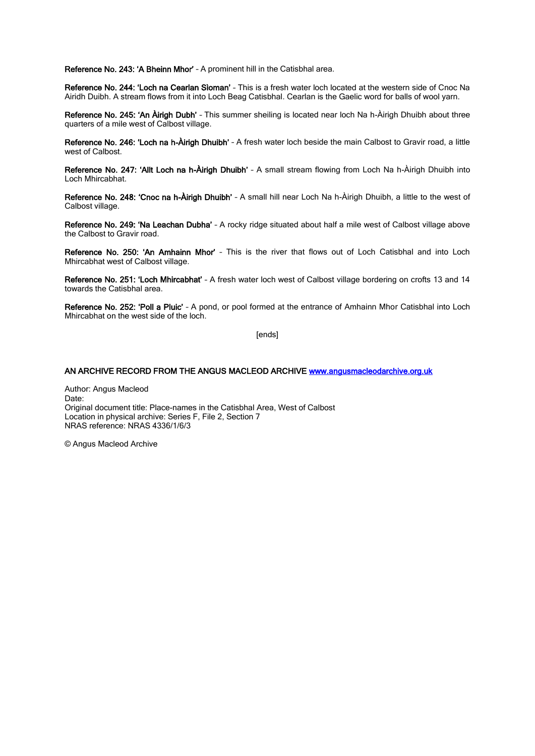**Reference No. 243: 'A Bheinn Mhor'** – A prominent hill in the Catisbhal area.

**Reference No. 244: 'Loch na Cearlan Sìoman'** – This is a fresh water loch located at the western side of Cnoc Na Airidh Duibh. A stream flows from it into Loch Beag Catisbhal. Cearlan is the Gaelic word for balls of wool yarn.

**Reference No. 245: 'An Àirigh Dubh'** – This summer sheiling is located near loch Na h-Àirigh Dhuibh about three quarters of a mile west of Calbost village.

**Reference No. 246: 'Loch na h-Àirigh Dhuibh'** – A fresh water loch beside the main Calbost to Gravir road, a little west of Calbost.

**Reference No. 247: 'Allt Loch na h-Àirigh Dhuibh'** – A small stream flowing from Loch Na h-Àirigh Dhuibh into Loch Mhircabhat.

**Reference No. 248: 'Cnoc na h-Àirigh Dhuibh'** – A small hill near Loch Na h-Àirigh Dhuibh, a little to the west of Calbost village.

**Reference No. 249: 'Na Leachan Dubha'** – A rocky ridge situated about half a mile west of Calbost village above the Calbost to Gravir road.

**Reference No. 250: 'An Amhainn Mhor'** – This is the river that flows out of Loch Catisbhal and into Loch Mhircabhat west of Calbost village.

**Reference No. 251: 'Loch Mhircabhat'** – A fresh water loch west of Calbost village bordering on crofts 13 and 14 towards the Catisbhal area.

**Reference No. 252: 'Poll a Pluic'** – A pond, or pool formed at the entrance of Amhainn Mhor Catisbhal into Loch Mhircabhat on the west side of the loch.

[ends]

**AN ARCHIVE RECORD FROM THE ANGUS MACLEOD ARCHIVE** www.angusmacleodarchive.org.uk

Author: Angus Macleod
Date:
Original document title: Place-names in the Catisbhal Area, West of Calbost
Location in physical archive: Series F, File 2, Section 7
NRAS reference: NRAS 4336/1/6/3

© Angus Macleod Archive